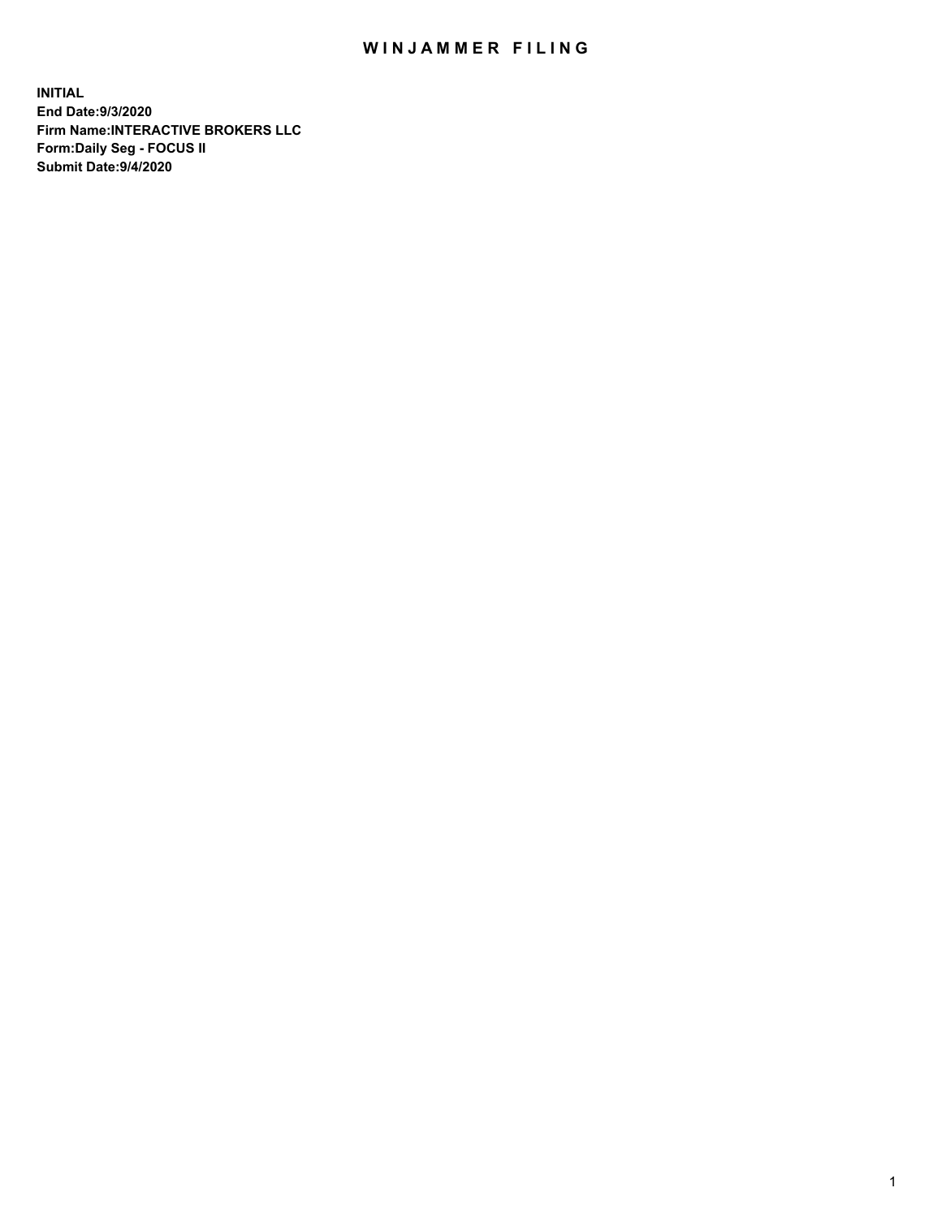# WINJAMMER FILING

**INITIAL**
**End Date:9/3/2020**
**Firm Name:INTERACTIVE BROKERS LLC**
**Form:Daily Seg - FOCUS II**
**Submit Date:9/4/2020**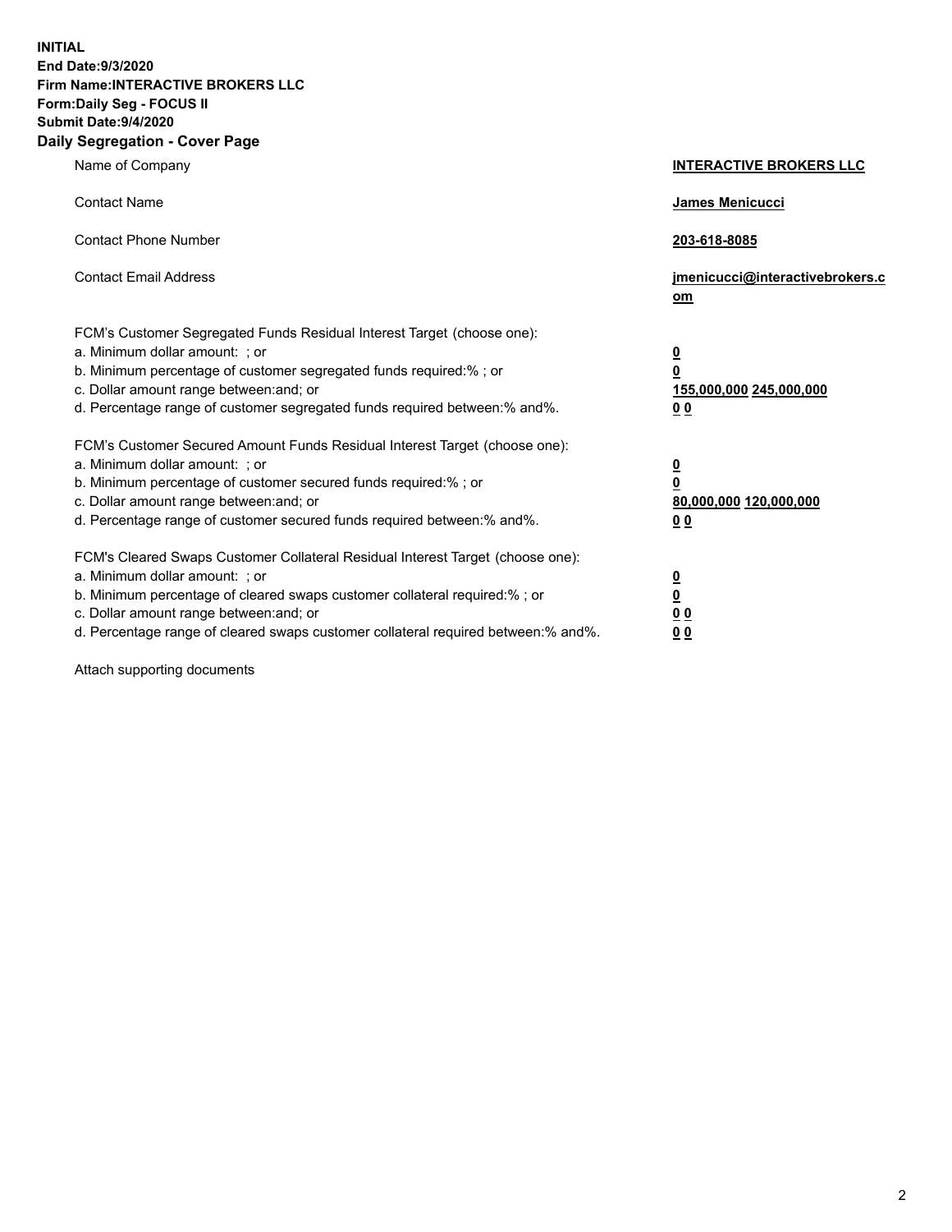**INITIAL**
**End Date:9/3/2020**
**Firm Name:INTERACTIVE BROKERS LLC**
**Form:Daily Seg - FOCUS II**
**Submit Date:9/4/2020**

## Daily Segregation - Cover Page

| | |
|---|---|
| Name of Company | **INTERACTIVE BROKERS LLC** |
| Contact Name | **James Menicucci** |
| Contact Phone Number | **203-618-8085** |
| Contact Email Address | **jmenicucci@interactivebrokers.com** |
| FCM's Customer Segregated Funds Residual Interest Target (choose one): | |
| a. Minimum dollar amount: ; or | **0** |
| b. Minimum percentage of customer segregated funds required:% ; or | **0** |
| c. Dollar amount range between:and; or | **155,000,000 245,000,000** |
| d. Percentage range of customer segregated funds required between:% and%. | **0 0** |
| FCM's Customer Secured Amount Funds Residual Interest Target (choose one): | |
| a. Minimum dollar amount: ; or | **0** |
| b. Minimum percentage of customer secured funds required:% ; or | **0** |
| c. Dollar amount range between:and; or | **80,000,000 120,000,000** |
| d. Percentage range of customer secured funds required between:% and%. | **0 0** |
| FCM's Cleared Swaps Customer Collateral Residual Interest Target (choose one): | |
| a. Minimum dollar amount: ; or | **0** |
| b. Minimum percentage of cleared swaps customer collateral required:% ; or | **0** |
| c. Dollar amount range between:and; or | **0 0** |
| d. Percentage range of cleared swaps customer collateral required between:% and%. | **0 0** |

Attach supporting documents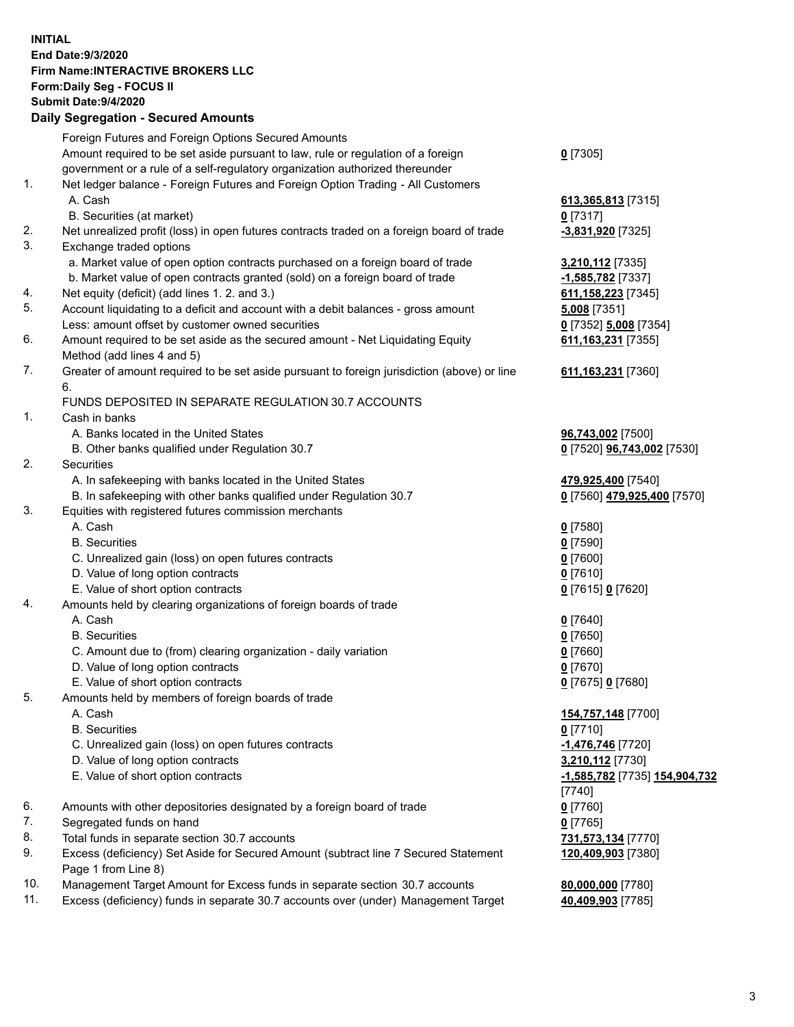**INITIAL**
**End Date:9/3/2020**
**Firm Name:INTERACTIVE BROKERS LLC**
**Form:Daily Seg - FOCUS II**
**Submit Date:9/4/2020**

## Daily Segregation - Secured Amounts

| | | |
|---|---|---|
| | Foreign Futures and Foreign Options Secured Amounts | |
| | Amount required to be set aside pursuant to law, rule or regulation of a foreign government or a rule of a self-regulatory organization authorized thereunder | **0** [7305] |
| 1. | Net ledger balance - Foreign Futures and Foreign Option Trading - All Customers | |
| | A. Cash | **613,365,813** [7315] |
| | B. Securities (at market) | **0** [7317] |
| 2. | Net unrealized profit (loss) in open futures contracts traded on a foreign board of trade | **-3,831,920** [7325] |
| 3. | Exchange traded options | |
| | a. Market value of open option contracts purchased on a foreign board of trade | **3,210,112** [7335] |
| | b. Market value of open contracts granted (sold) on a foreign board of trade | **-1,585,782** [7337] |
| 4. | Net equity (deficit) (add lines 1. 2. and 3.) | **611,158,223** [7345] |
| 5. | Account liquidating to a deficit and account with a debit balances - gross amount | **5,008** [7351] |
| | Less: amount offset by customer owned securities | **0** [7352] **5,008** [7354] |
| 6. | Amount required to be set aside as the secured amount - Net Liquidating Equity Method (add lines 4 and 5) | **611,163,231** [7355] |
| 7. | Greater of amount required to be set aside pursuant to foreign jurisdiction (above) or line 6. | **611,163,231** [7360] |
| | FUNDS DEPOSITED IN SEPARATE REGULATION 30.7 ACCOUNTS | |
| 1. | Cash in banks | |
| | A. Banks located in the United States | **96,743,002** [7500] |
| | B. Other banks qualified under Regulation 30.7 | **0** [7520] **96,743,002** [7530] |
| 2. | Securities | |
| | A. In safekeeping with banks located in the United States | **479,925,400** [7540] |
| | B. In safekeeping with other banks qualified under Regulation 30.7 | **0** [7560] **479,925,400** [7570] |
| 3. | Equities with registered futures commission merchants | |
| | A. Cash | **0** [7580] |
| | B. Securities | **0** [7590] |
| | C. Unrealized gain (loss) on open futures contracts | **0** [7600] |
| | D. Value of long option contracts | **0** [7610] |
| | E. Value of short option contracts | **0** [7615] **0** [7620] |
| 4. | Amounts held by clearing organizations of foreign boards of trade | |
| | A. Cash | **0** [7640] |
| | B. Securities | **0** [7650] |
| | C. Amount due to (from) clearing organization - daily variation | **0** [7660] |
| | D. Value of long option contracts | **0** [7670] |
| | E. Value of short option contracts | **0** [7675] **0** [7680] |
| 5. | Amounts held by members of foreign boards of trade | |
| | A. Cash | **154,757,148** [7700] |
| | B. Securities | **0** [7710] |
| | C. Unrealized gain (loss) on open futures contracts | **-1,476,746** [7720] |
| | D. Value of long option contracts | **3,210,112** [7730] |
| | E. Value of short option contracts | **-1,585,782** [7735] **154,904,732** [7740] |
| 6. | Amounts with other depositories designated by a foreign board of trade | **0** [7760] |
| 7. | Segregated funds on hand | **0** [7765] |
| 8. | Total funds in separate section 30.7 accounts | **731,573,134** [7770] |
| 9. | Excess (deficiency) Set Aside for Secured Amount (subtract line 7 Secured Statement Page 1 from Line 8) | **120,409,903** [7380] |
| 10. | Management Target Amount for Excess funds in separate section 30.7 accounts | **80,000,000** [7780] |
| 11. | Excess (deficiency) funds in separate 30.7 accounts over (under) Management Target | **40,409,903** [7785] |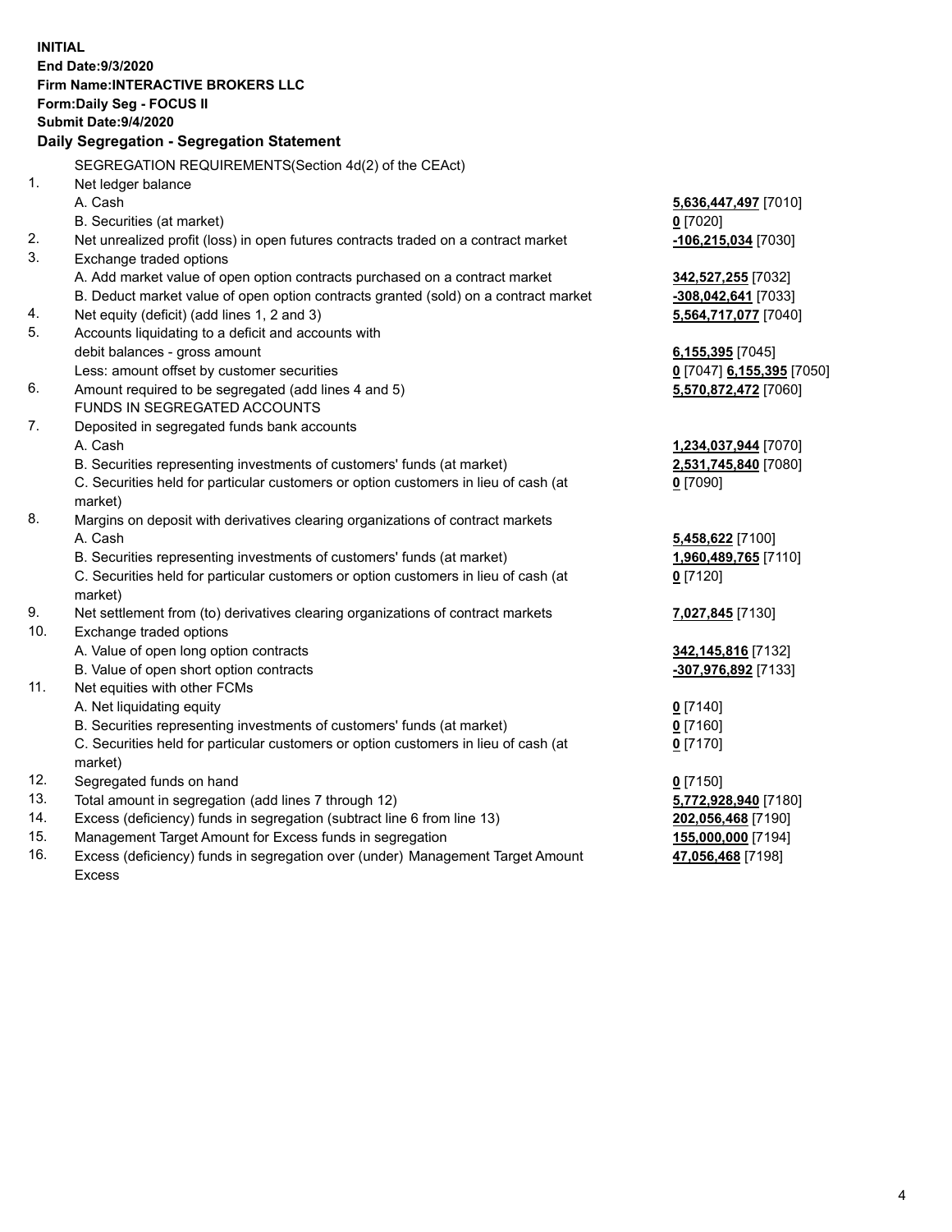**INITIAL**
**End Date:9/3/2020**
**Firm Name:INTERACTIVE BROKERS LLC**
**Form:Daily Seg - FOCUS II**
**Submit Date:9/4/2020**

## Daily Segregation - Segregation Statement

| | | |
|---|---|---|
| | SEGREGATION REQUIREMENTS(Section 4d(2) of the CEAct) | |
| 1. | Net ledger balance | |
| | A. Cash | **5,636,447,497** [7010] |
| | B. Securities (at market) | **0** [7020] |
| 2. | Net unrealized profit (loss) in open futures contracts traded on a contract market | **-106,215,034** [7030] |
| 3. | Exchange traded options | |
| | A. Add market value of open option contracts purchased on a contract market | **342,527,255** [7032] |
| | B. Deduct market value of open option contracts granted (sold) on a contract market | **-308,042,641** [7033] |
| 4. | Net equity (deficit) (add lines 1, 2 and 3) | **5,564,717,077** [7040] |
| 5. | Accounts liquidating to a deficit and accounts with | |
| | debit balances - gross amount | **6,155,395** [7045] |
| | Less: amount offset by customer securities | **0** [7047] **6,155,395** [7050] |
| 6. | Amount required to be segregated (add lines 4 and 5) | **5,570,872,472** [7060] |
| | FUNDS IN SEGREGATED ACCOUNTS | |
| 7. | Deposited in segregated funds bank accounts | |
| | A. Cash | **1,234,037,944** [7070] |
| | B. Securities representing investments of customers' funds (at market) | **2,531,745,840** [7080] |
| | C. Securities held for particular customers or option customers in lieu of cash (at market) | **0** [7090] |
| 8. | Margins on deposit with derivatives clearing organizations of contract markets | |
| | A. Cash | **5,458,622** [7100] |
| | B. Securities representing investments of customers' funds (at market) | **1,960,489,765** [7110] |
| | C. Securities held for particular customers or option customers in lieu of cash (at market) | **0** [7120] |
| 9. | Net settlement from (to) derivatives clearing organizations of contract markets | **7,027,845** [7130] |
| 10. | Exchange traded options | |
| | A. Value of open long option contracts | **342,145,816** [7132] |
| | B. Value of open short option contracts | **-307,976,892** [7133] |
| 11. | Net equities with other FCMs | |
| | A. Net liquidating equity | **0** [7140] |
| | B. Securities representing investments of customers' funds (at market) | **0** [7160] |
| | C. Securities held for particular customers or option customers in lieu of cash (at market) | **0** [7170] |
| 12. | Segregated funds on hand | **0** [7150] |
| 13. | Total amount in segregation (add lines 7 through 12) | **5,772,928,940** [7180] |
| 14. | Excess (deficiency) funds in segregation (subtract line 6 from line 13) | **202,056,468** [7190] |
| 15. | Management Target Amount for Excess funds in segregation | **155,000,000** [7194] |
| 16. | Excess (deficiency) funds in segregation over (under) Management Target Amount Excess | **47,056,468** [7198] |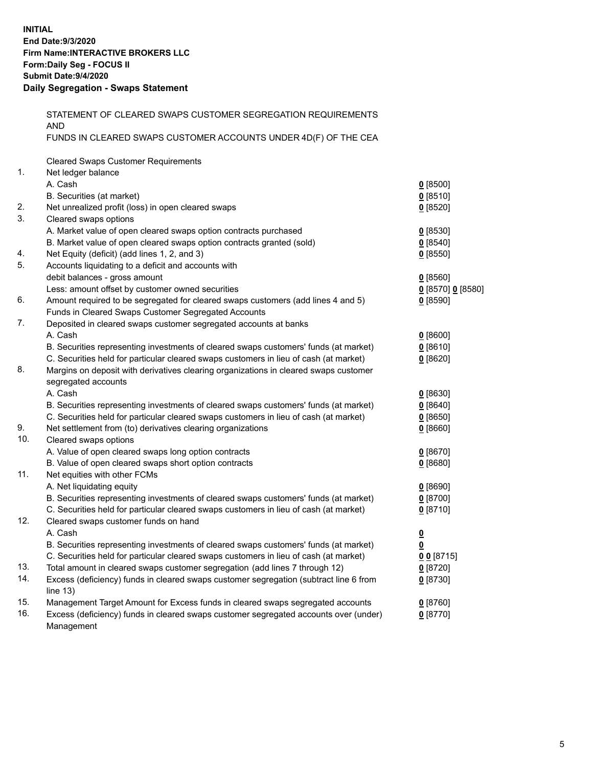**INITIAL**
**End Date:9/3/2020**
**Firm Name:INTERACTIVE BROKERS LLC**
**Form:Daily Seg - FOCUS II**
**Submit Date:9/4/2020**
**Daily Segregation - Swaps Statement**

STATEMENT OF CLEARED SWAPS CUSTOMER SEGREGATION REQUIREMENTS AND FUNDS IN CLEARED SWAPS CUSTOMER ACCOUNTS UNDER 4D(F) OF THE CEA

| | | |
|---|---|---|
| | Cleared Swaps Customer Requirements | |
| 1. | Net ledger balance | |
| | A. Cash | 0 [8500] |
| | B. Securities (at market) | 0 [8510] |
| 2. | Net unrealized profit (loss) in open cleared swaps | 0 [8520] |
| 3. | Cleared swaps options | |
| | A. Market value of open cleared swaps option contracts purchased | 0 [8530] |
| | B. Market value of open cleared swaps option contracts granted (sold) | 0 [8540] |
| 4. | Net Equity (deficit) (add lines 1, 2, and 3) | 0 [8550] |
| 5. | Accounts liquidating to a deficit and accounts with debit balances - gross amount | 0 [8560] |
| | Less: amount offset by customer owned securities | 0 [8570] 0 [8580] |
| 6. | Amount required to be segregated for cleared swaps customers (add lines 4 and 5) | 0 [8590] |
| | Funds in Cleared Swaps Customer Segregated Accounts | |
| 7. | Deposited in cleared swaps customer segregated accounts at banks | |
| | A. Cash | 0 [8600] |
| | B. Securities representing investments of cleared swaps customers' funds (at market) | 0 [8610] |
| | C. Securities held for particular cleared swaps customers in lieu of cash (at market) | 0 [8620] |
| 8. | Margins on deposit with derivatives clearing organizations in cleared swaps customer segregated accounts | |
| | A. Cash | 0 [8630] |
| | B. Securities representing investments of cleared swaps customers' funds (at market) | 0 [8640] |
| | C. Securities held for particular cleared swaps customers in lieu of cash (at market) | 0 [8650] |
| 9. | Net settlement from (to) derivatives clearing organizations | 0 [8660] |
| 10. | Cleared swaps options | |
| | A. Value of open cleared swaps long option contracts | 0 [8670] |
| | B. Value of open cleared swaps short option contracts | 0 [8680] |
| 11. | Net equities with other FCMs | |
| | A. Net liquidating equity | 0 [8690] |
| | B. Securities representing investments of cleared swaps customers' funds (at market) | 0 [8700] |
| | C. Securities held for particular cleared swaps customers in lieu of cash (at market) | 0 [8710] |
| 12. | Cleared swaps customer funds on hand | |
| | A. Cash | 0 |
| | B. Securities representing investments of cleared swaps customers' funds (at market) | 0 |
| | C. Securities held for particular cleared swaps customers in lieu of cash (at market) | 0 0 [8715] |
| 13. | Total amount in cleared swaps customer segregation (add lines 7 through 12) | 0 [8720] |
| 14. | Excess (deficiency) funds in cleared swaps customer segregation (subtract line 6 from line 13) | 0 [8730] |
| 15. | Management Target Amount for Excess funds in cleared swaps segregated accounts | 0 [8760] |
| 16. | Excess (deficiency) funds in cleared swaps customer segregated accounts over (under) Management | 0 [8770] |